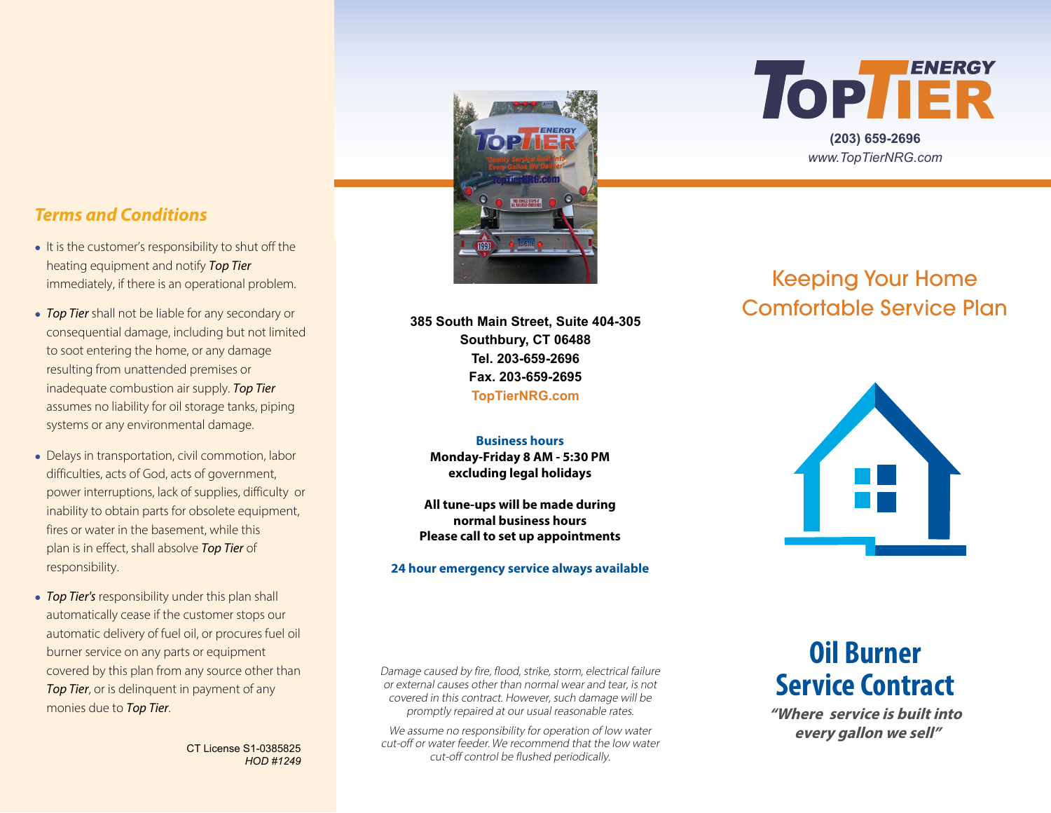## Terms and Conditions

- It is the customer's responsibility to shut off the heating equipment and notify *Top Tier* immediately, if there is an operational problem.
- *Top Tier* shall not be liable for any secondary or consequential damage, including but not limited to soot entering the home, or any damage resulting from unattended premises or inadequate combustion air supply. *Top Tier* assumes no liability for oil storage tanks, piping systems or any environmental damage.
- Delays in transportation, civil commotion, labor difficulties, acts of God, acts of government, power interruptions, lack of supplies, difficulty or inability to obtain parts for obsolete equipment, fires or water in the basement, while this plan is in effect, shall absolve *Top Tier* of responsibility.
- *Top Tier's* responsibility under this plan shall automatically cease if the customer stops our automatic delivery of fuel oil, or procures fuel oil burner service on any parts or equipment covered by this plan from any source other than *Top Tier*, or is delinquent in payment of any monies due to *Top Tier*.

CT License S1-0385825
*HOD #1249*

**385 South Main Street, Suite 404-305**
**Southbury, CT 06488**
**Tel. 203-659-2696**
**Fax. 203-659-2695**
**TopTierNRG.com**

**Business hours**
**Monday-Friday 8 AM - 5:30 PM**
**excluding legal holidays**

**All tune-ups will be made during normal business hours**
**Please call to set up appointments**

**24 hour emergency service always available**

*Damage caused by fire, flood, strike, storm, electrical failure or external causes other than normal wear and tear, is not covered in this contract. However, such damage will be promptly repaired at our usual reasonable rates.*

*We assume no responsibility for operation of low water cut-off or water feeder. We recommend that the low water cut-off control be flushed periodically.*

# TopTier ENERGY

**(203) 659-2696**
*www.TopTierNRG.com*

## Keeping Your Home Comfortable Service Plan

# Oil Burner Service Contract

***"Where service is built into every gallon we sell"***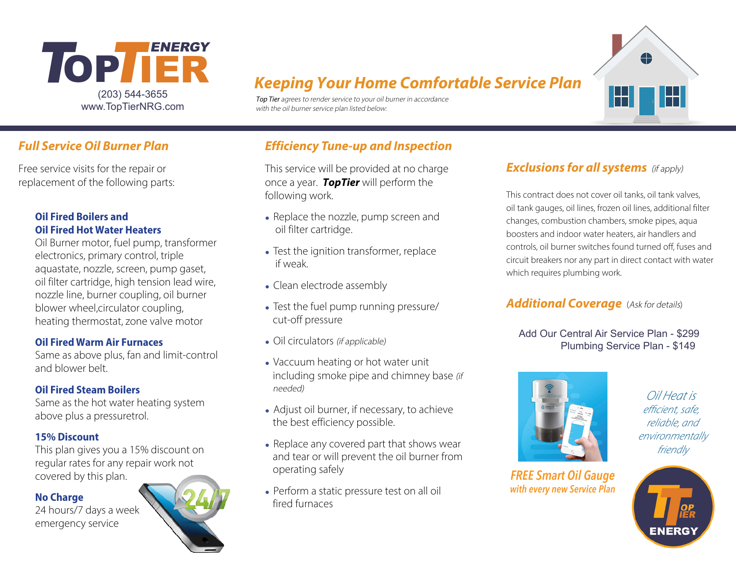TopTier ENERGY

(203) 544-3655
www.TopTierNRG.com

# Keeping Your Home Comfortable Service Plan

*Top Tier agrees to render service to your oil burner in accordance with the oil burner service plan listed below:*

## Full Service Oil Burner Plan

Free service visits for the repair or replacement of the following parts:

### Oil Fired Boilers and Oil Fired Hot Water Heaters

Oil Burner motor, fuel pump, transformer electronics, primary control, triple aquastate, nozzle, screen, pump gaset, oil filter cartridge, high tension lead wire, nozzle line, burner coupling, oil burner blower wheel,circulator coupling, heating thermostat, zone valve motor

### Oil Fired Warm Air Furnaces

Same as above plus, fan and limit-control and blower belt.

### Oil Fired Steam Boilers

Same as the hot water heating system above plus a pressuretrol.

### 15% Discount

This plan gives you a 15% discount on regular rates for any repair work not covered by this plan.

### No Charge

24 hours/7 days a week emergency service

24/7

## Efficiency Tune-up and Inspection

This service will be provided at no charge once a year. ***TopTier*** will perform the following work.

- Replace the nozzle, pump screen and oil filter cartridge.
- Test the ignition transformer, replace if weak.
- Clean electrode assembly
- Test the fuel pump running pressure/ cut-off pressure
- Oil circulators *(if applicable)*
- Vaccuum heating or hot water unit including smoke pipe and chimney base *(if needed)*
- Adjust oil burner, if necessary, to achieve the best efficiency possible.
- Replace any covered part that shows wear and tear or will prevent the oil burner from operating safely
- Perform a static pressure test on all oil fired furnaces

## Exclusions for all systems *(if apply)*

This contract does not cover oil tanks, oil tank valves, oil tank gauges, oil lines, frozen oil lines, additional filter changes, combustion chambers, smoke pipes, aqua boosters and indoor water heaters, air handlers and controls, oil burner switches found turned off, fuses and circuit breakers nor any part in direct contact with water which requires plumbing work.

## Additional Coverage *(Ask for details)*

Add Our Central Air Service Plan - $299
Plumbing Service Plan - $149

**FREE Smart Oil Gauge**
*with every new Service Plan*

*Oil Heat is efficient, safe, reliable, and environmentally friendly*

TOP TIER ENERGY